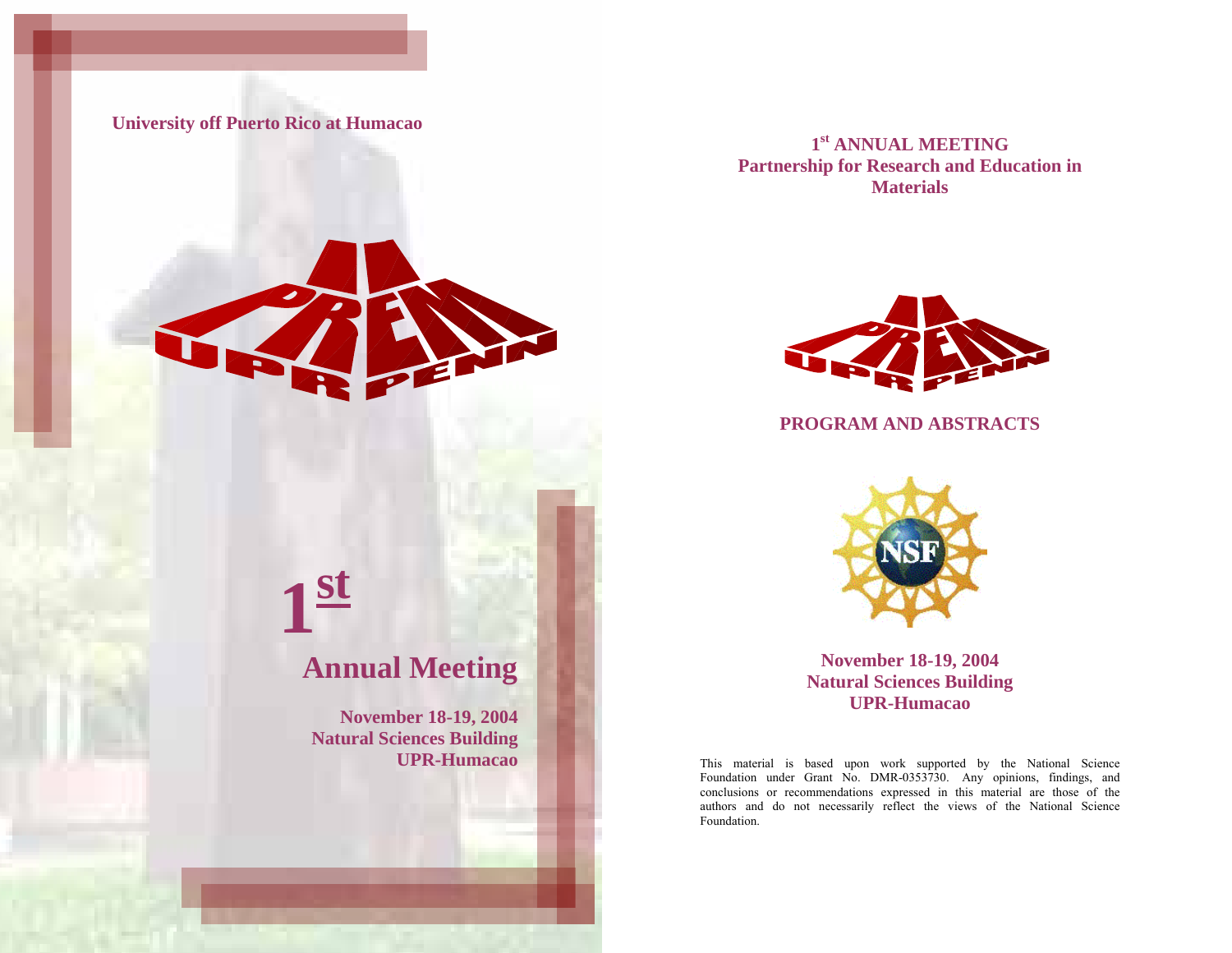**University off Puerto Rico at Humacao**

PREM UPR PENN

# 1st

## Annual Meeting

**November 18-19, 2004**
**Natural Sciences Building**
**UPR-Humacao**

**1st ANNUAL MEETING**
**Partnership for Research and Education in Materials**

PREM UPR PENN

**PROGRAM AND ABSTRACTS**

NSF

**November 18-19, 2004**
**Natural Sciences Building**
**UPR-Humacao**

This material is based upon work supported by the National Science Foundation under Grant No. DMR-0353730. Any opinions, findings, and conclusions or recommendations expressed in this material are those of the authors and do not necessarily reflect the views of the National Science Foundation.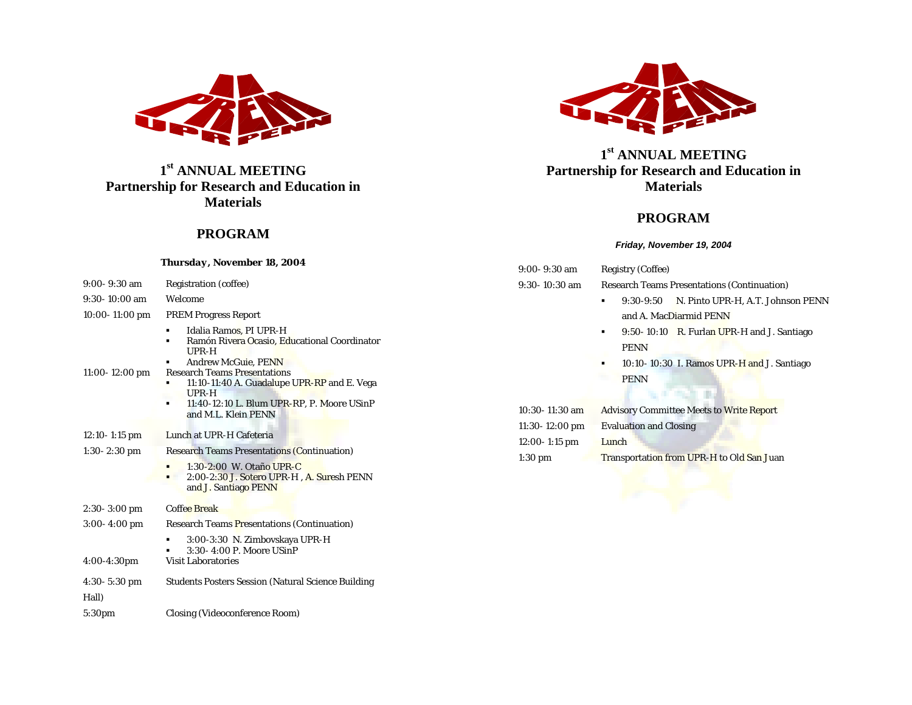# 1st ANNUAL MEETING

## Partnership for Research and Education in Materials

## PROGRAM

**Thursday, November 18, 2004**

9:00- 9:30 am Registration (coffee)

9:30- 10:00 am Welcome

10:00- 11:00 pm PREM Progress Report

- Idalia Ramos, PI UPR-H
- Ramón Rivera Ocasio, Educational Coordinator UPR-H
- Andrew McGuie, PENN

11:00- 12:00 pm Research Teams Presentations

- 11:10-11:40 A. Guadalupe UPR-RP and E. Vega UPR-H
- 11:40-12:10 L. Blum UPR-RP, P. Moore USinP and M.L. Klein PENN

12:10- 1:15 pm Lunch at UPR-H Cafeteria

1:30- 2:30 pm Research Teams Presentations (Continuation)

- 1:30-2:00 W. Otaño UPR-C
- 2:00-2:30 J. Sotero UPR-H , A. Suresh PENN and J. Santiago PENN

2:30- 3:00 pm Coffee Break

3:00- 4:00 pm Research Teams Presentations (Continuation)

- 3:00-3:30 N. Zimbovskaya UPR-H
- 3:30- 4:00 P. Moore USinP

4:00-4:30pm Visit Laboratories

4:30- 5:30 pm Students Posters Session (Natural Science Building Hall)

5:30pm Closing (Videoconference Room)

# 1st ANNUAL MEETING

## Partnership for Research and Education in Materials

## PROGRAM

***Friday, November 19, 2004***

9:00- 9:30 am Registry (Coffee)

9:30- 10:30 am Research Teams Presentations (Continuation)

- 9:30-9:50 N. Pinto UPR-H, A.T. Johnson PENN and A. MacDiarmid PENN
- 9:50- 10:10 R. Furlan UPR-H and J. Santiago PENN
- 10:10- 10:30 I. Ramos UPR-H and J. Santiago PENN

10:30- 11:30 am Advisory Committee Meets to Write Report

11:30- 12:00 pm Evaluation and Closing

12:00- 1:15 pm Lunch

1:30 pm Transportation from UPR-H to Old San Juan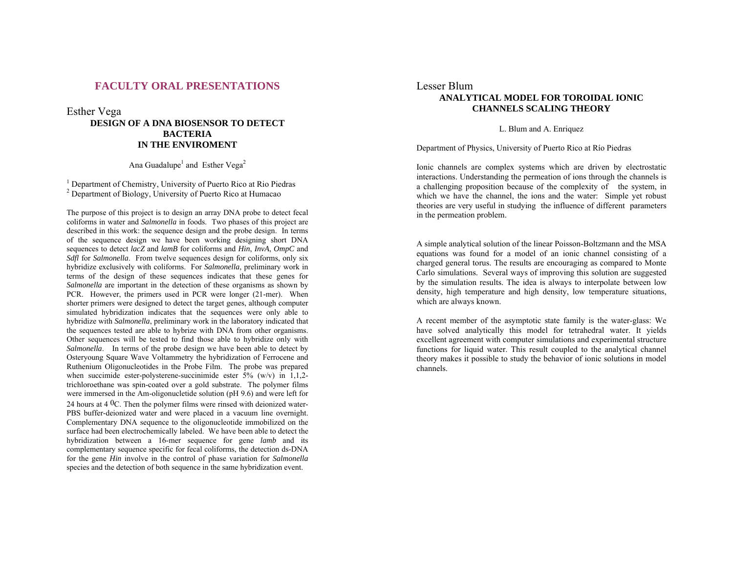# FACULTY ORAL PRESENTATIONS

## Esther Vega

### DESIGN OF A DNA BIOSENSOR TO DETECT BACTERIA IN THE ENVIROMENT

Ana Guadalupe[1] and Esther Vega[2]

[1] Department of Chemistry, University of Puerto Rico at Rio Piedras
[2] Department of Biology, University of Puerto Rico at Humacao

The purpose of this project is to design an array DNA probe to detect fecal coliforms in water and *Salmonella* in foods. Two phases of this project are described in this work: the sequence design and the probe design. In terms of the sequence design we have been working designing short DNA sequences to detect *lacZ* and *lamB* for coliforms and *Hin*, *InvA*, *OmpC* and *Sdfl* for *Salmonella*. From twelve sequences design for coliforms, only six hybridize exclusively with coliforms. For *Salmonella*, preliminary work in terms of the design of these sequences indicates that these genes for *Salmonella* are important in the detection of these organisms as shown by PCR. However, the primers used in PCR were longer (21-mer). When shorter primers were designed to detect the target genes, although computer simulated hybridization indicates that the sequences were only able to hybridize with *Salmonella*, preliminary work in the laboratory indicated that the sequences tested are able to hybrize with DNA from other organisms. Other sequences will be tested to find those able to hybridize only with *Salmonella*. In terms of the probe design we have been able to detect by Osteryoung Square Wave Voltammetry the hybridization of Ferrocene and Ruthenium Oligonucleotides in the Probe Film. The probe was prepared when succimide ester-polysterene-succinimide ester 5% (w/v) in 1,1,2-trichloroethane was spin-coated over a gold substrate. The polymer films were immersed in the Am-oligonucletide solution (pH 9.6) and were left for 24 hours at 4 $^{0}$C. Then the polymer films were rinsed with deionized water-PBS buffer-deionized water and were placed in a vacuum line overnight. Complementary DNA sequence to the oligonucleotide immobilized on the surface had been electrochemically labeled. We have been able to detect the hybridization between a 16-mer sequence for gene *lamb* and its complementary sequence specific for fecal coliforms, the detection ds-DNA for the gene *Hin* involve in the control of phase variation for *Salmonella* species and the detection of both sequence in the same hybridization event.

## Lesser Blum

### ANALYTICAL MODEL FOR TOROIDAL IONIC CHANNELS SCALING THEORY

L. Blum and A. Enriquez

Department of Physics, University of Puerto Rico at Río Piedras

Ionic channels are complex systems which are driven by electrostatic interactions. Understanding the permeation of ions through the channels is a challenging proposition because of the complexity of the system, in which we have the channel, the ions and the water: Simple yet robust theories are very useful in studying the influence of different parameters in the permeation problem.

A simple analytical solution of the linear Poisson-Boltzmann and the MSA equations was found for a model of an ionic channel consisting of a charged general torus. The results are encouraging as compared to Monte Carlo simulations. Several ways of improving this solution are suggested by the simulation results. The idea is always to interpolate between low density, high temperature and high density, low temperature situations, which are always known.

A recent member of the asymptotic state family is the water-glass: We have solved analytically this model for tetrahedral water. It yields excellent agreement with computer simulations and experimental structure functions for liquid water. This result coupled to the analytical channel theory makes it possible to study the behavior of ionic solutions in model channels.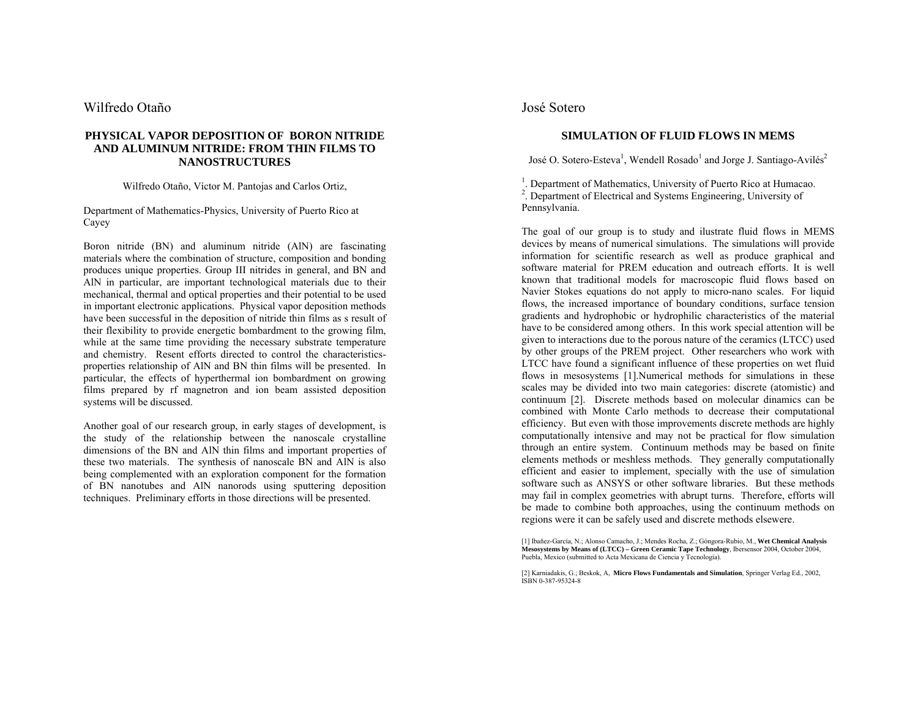# Wilfredo Otaño

## PHYSICAL VAPOR DEPOSITION OF BORON NITRIDE AND ALUMINUM NITRIDE: FROM THIN FILMS TO NANOSTRUCTURES

Wilfredo Otaño, Víctor M. Pantojas and Carlos Ortiz,

Department of Mathematics-Physics, University of Puerto Rico at Cayey

Boron nitride (BN) and aluminum nitride (AlN) are fascinating materials where the combination of structure, composition and bonding produces unique properties. Group III nitrides in general, and BN and AlN in particular, are important technological materials due to their mechanical, thermal and optical properties and their potential to be used in important electronic applications. Physical vapor deposition methods have been successful in the deposition of nitride thin films as s result of their flexibility to provide energetic bombardment to the growing film, while at the same time providing the necessary substrate temperature and chemistry. Resent efforts directed to control the characteristics-properties relationship of AlN and BN thin films will be presented. In particular, the effects of hyperthermal ion bombardment on growing films prepared by rf magnetron and ion beam assisted deposition systems will be discussed.

Another goal of our research group, in early stages of development, is the study of the relationship between the nanoscale crystalline dimensions of the BN and AlN thin films and important properties of these two materials. The synthesis of nanoscale BN and AlN is also being complemented with an exploration component for the formation of BN nanotubes and AlN nanorods using sputtering deposition techniques. Preliminary efforts in those directions will be presented.

# José Sotero

## SIMULATION OF FLUID FLOWS IN MEMS

José O. Sotero-Esteva[1], Wendell Rosado[1] and Jorge J. Santiago-Avilés[2]

[1]. Department of Mathematics, University of Puerto Rico at Humacao.
[2]. Department of Electrical and Systems Engineering, University of Pennsylvania.

The goal of our group is to study and ilustrate fluid flows in MEMS devices by means of numerical simulations. The simulations will provide information for scientific research as well as produce graphical and software material for PREM education and outreach efforts. It is well known that traditional models for macroscopic fluid flows based on Navier Stokes equations do not apply to micro-nano scales. For liquid flows, the increased importance of boundary conditions, surface tension gradients and hydrophobic or hydrophilic characteristics of the material have to be considered among others. In this work special attention will be given to interactions due to the porous nature of the ceramics (LTCC) used by other groups of the PREM project. Other researchers who work with LTCC have found a significant influence of these properties on wet fluid flows in mesosystems [1].Numerical methods for simulations in these scales may be divided into two main categories: discrete (atomistic) and continuum [2]. Discrete methods based on molecular dinamics can be combined with Monte Carlo methods to decrease their computational efficiency. But even with those improvements discrete methods are highly computationally intensive and may not be practical for flow simulation through an entire system. Continuum methods may be based on finite elements methods or meshless methods. They generally computationally efficient and easier to implement, specially with the use of simulation software such as ANSYS or other software libraries. But these methods may fail in complex geometries with abrupt turns. Therefore, efforts will be made to combine both approaches, using the continuum methods on regions were it can be safely used and discrete methods elsewere.

[1] Ibañez-García, N.; Alonso Camacho, J.; Mendes Rocha, Z.; Góngora-Rubio, M., **Wet Chemical Analysis Mesosystems by Means of (LTCC) – Green Ceramic Tape Technology**, Ibersensor 2004, October 2004, Puebla, Mexico (submitted to Acta Mexicana de Ciencia y Tecnología).

[2] Karniadakis, G.; Beskok, A, **Micro Flows Fundamentals and Simulation**, Springer Verlag Ed., 2002, ISBN 0-387-95324-8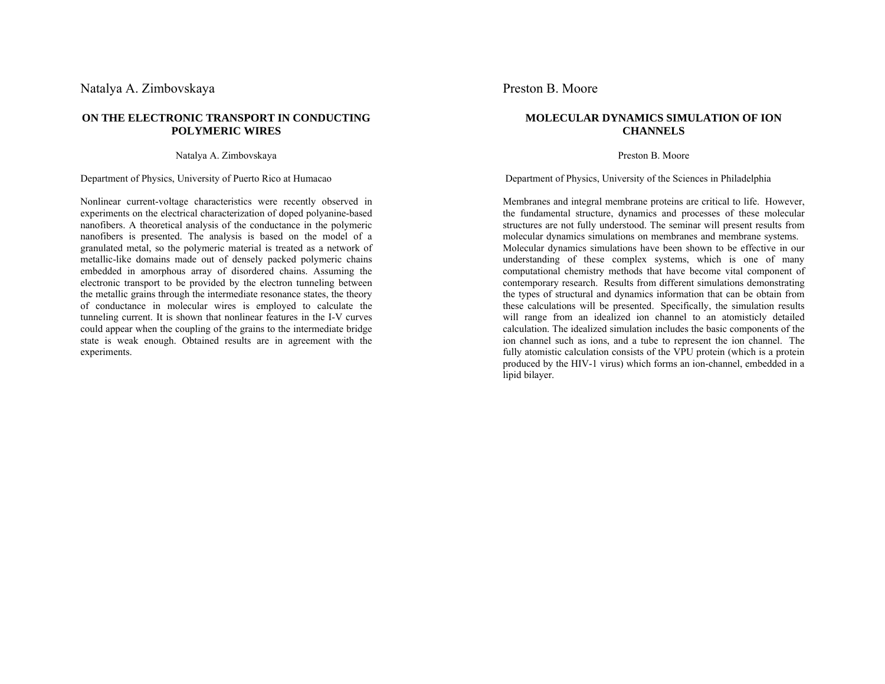Natalya A. Zimbovskaya

## ON THE ELECTRONIC TRANSPORT IN CONDUCTING POLYMERIC WIRES

Natalya A. Zimbovskaya

Department of Physics, University of Puerto Rico at Humacao

Nonlinear current-voltage characteristics were recently observed in experiments on the electrical characterization of doped polyanine-based nanofibers. A theoretical analysis of the conductance in the polymeric nanofibers is presented. The analysis is based on the model of a granulated metal, so the polymeric material is treated as a network of metallic-like domains made out of densely packed polymeric chains embedded in amorphous array of disordered chains. Assuming the electronic transport to be provided by the electron tunneling between the metallic grains through the intermediate resonance states, the theory of conductance in molecular wires is employed to calculate the tunneling current. It is shown that nonlinear features in the I-V curves could appear when the coupling of the grains to the intermediate bridge state is weak enough. Obtained results are in agreement with the experiments.

Preston B. Moore

## MOLECULAR DYNAMICS SIMULATION OF ION CHANNELS

Preston B. Moore

Department of Physics, University of the Sciences in Philadelphia

Membranes and integral membrane proteins are critical to life. However, the fundamental structure, dynamics and processes of these molecular structures are not fully understood. The seminar will present results from molecular dynamics simulations on membranes and membrane systems. Molecular dynamics simulations have been shown to be effective in our understanding of these complex systems, which is one of many computational chemistry methods that have become vital component of contemporary research. Results from different simulations demonstrating the types of structural and dynamics information that can be obtain from these calculations will be presented. Specifically, the simulation results will range from an idealized ion channel to an atomisticly detailed calculation. The idealized simulation includes the basic components of the ion channel such as ions, and a tube to represent the ion channel. The fully atomistic calculation consists of the VPU protein (which is a protein produced by the HIV-1 virus) which forms an ion-channel, embedded in a lipid bilayer.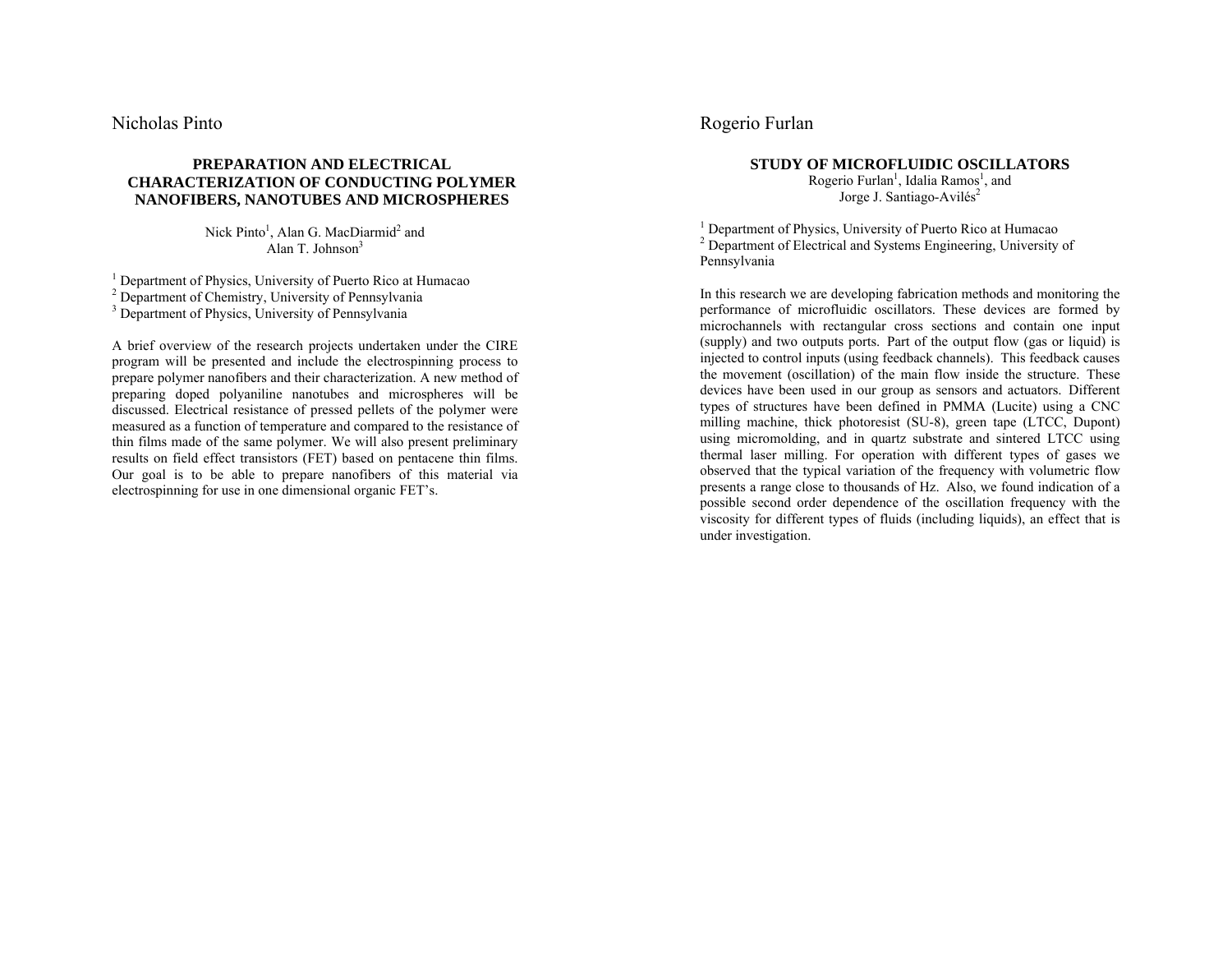Nicholas Pinto

## PREPARATION AND ELECTRICAL CHARACTERIZATION OF CONDUCTING POLYMER NANOFIBERS, NANOTUBES AND MICROSPHERES

Nick Pinto[1], Alan G. MacDiarmid[2] and Alan T. Johnson[3]

[1] Department of Physics, University of Puerto Rico at Humacao
[2] Department of Chemistry, University of Pennsylvania
[3] Department of Physics, University of Pennsylvania

A brief overview of the research projects undertaken under the CIRE program will be presented and include the electrospinning process to prepare polymer nanofibers and their characterization. A new method of preparing doped polyaniline nanotubes and microspheres will be discussed. Electrical resistance of pressed pellets of the polymer were measured as a function of temperature and compared to the resistance of thin films made of the same polymer. We will also present preliminary results on field effect transistors (FET) based on pentacene thin films. Our goal is to be able to prepare nanofibers of this material via electrospinning for use in one dimensional organic FET's.

Rogerio Furlan

## STUDY OF MICROFLUIDIC OSCILLATORS

Rogerio Furlan[1], Idalia Ramos[1], and Jorge J. Santiago-Avilés[2]

[1] Department of Physics, University of Puerto Rico at Humacao
[2] Department of Electrical and Systems Engineering, University of Pennsylvania

In this research we are developing fabrication methods and monitoring the performance of microfluidic oscillators. These devices are formed by microchannels with rectangular cross sections and contain one input (supply) and two outputs ports. Part of the output flow (gas or liquid) is injected to control inputs (using feedback channels). This feedback causes the movement (oscillation) of the main flow inside the structure. These devices have been used in our group as sensors and actuators. Different types of structures have been defined in PMMA (Lucite) using a CNC milling machine, thick photoresist (SU-8), green tape (LTCC, Dupont) using micromolding, and in quartz substrate and sintered LTCC using thermal laser milling. For operation with different types of gases we observed that the typical variation of the frequency with volumetric flow presents a range close to thousands of Hz. Also, we found indication of a possible second order dependence of the oscillation frequency with the viscosity for different types of fluids (including liquids), an effect that is under investigation.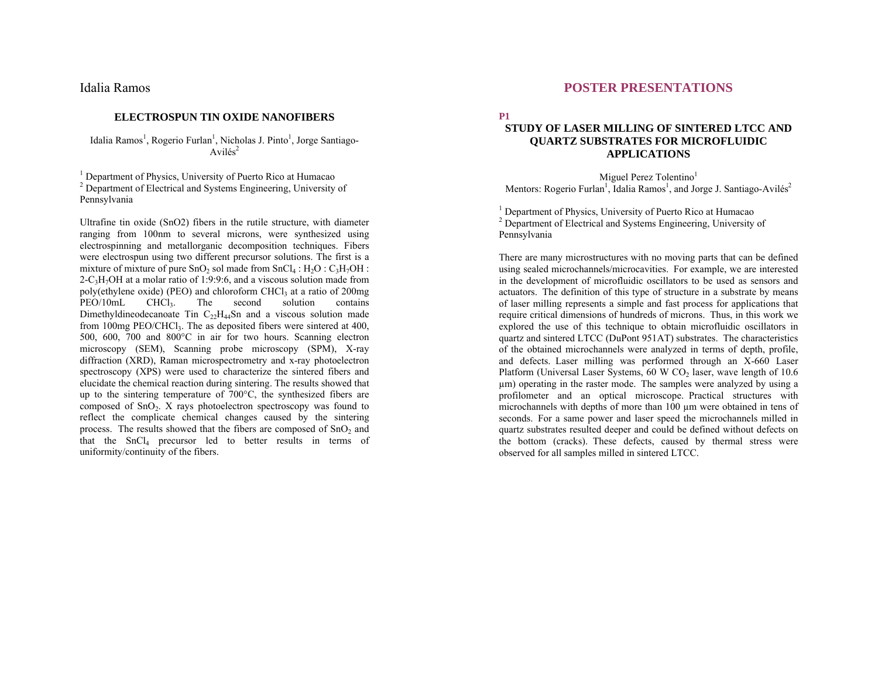Idalia Ramos

## ELECTROSPUN TIN OXIDE NANOFIBERS

Idalia Ramos[1], Rogerio Furlan[1], Nicholas J. Pinto[1], Jorge Santiago-Avilés[2]

[1] Department of Physics, University of Puerto Rico at Humacao
[2] Department of Electrical and Systems Engineering, University of Pennsylvania

Ultrafine tin oxide (SnO2) fibers in the rutile structure, with diameter ranging from 100nm to several microns, were synthesized using electrospinning and metallorganic decomposition techniques. Fibers were electrospun using two different precursor solutions. The first is a mixture of mixture of pure $SnO_2$ sol made from $SnCl_4$ : $H_2O$ : $C_3H_7OH$ : 2-$C_3H_7OH$ at a molar ratio of 1:9:9:6, and a viscous solution made from poly(ethylene oxide) (PEO) and chloroform $CHCl_3$ at a ratio of 200mg PEO/10mL $CHCl_3$. The second solution contains Dimethyldineodecanoate Tin $C_{22}H_{44}Sn$ and a viscous solution made from 100mg PEO/$CHCl_3$. The as deposited fibers were sintered at 400, 500, 600, 700 and 800°C in air for two hours. Scanning electron microscopy (SEM), Scanning probe microscopy (SPM), X-ray diffraction (XRD), Raman microspectrometry and x-ray photoelectron spectroscopy (XPS) were used to characterize the sintered fibers and elucidate the chemical reaction during sintering. The results showed that up to the sintering temperature of 700°C, the synthesized fibers are composed of $SnO_2$. X rays photoelectron spectroscopy was found to reflect the complicate chemical changes caused by the sintering process. The results showed that the fibers are composed of $SnO_2$ and that the $SnCl_4$ precursor led to better results in terms of uniformity/continuity of the fibers.

# POSTER PRESENTATIONS

**P1**

## STUDY OF LASER MILLING OF SINTERED LTCC AND QUARTZ SUBSTRATES FOR MICROFLUIDIC APPLICATIONS

Miguel Perez Tolentino[1]
Mentors: Rogerio Furlan[1], Idalia Ramos[1], and Jorge J. Santiago-Avilés[2]

[1] Department of Physics, University of Puerto Rico at Humacao
[2] Department of Electrical and Systems Engineering, University of Pennsylvania

There are many microstructures with no moving parts that can be defined using sealed microchannels/microcavities. For example, we are interested in the development of microfluidic oscillators to be used as sensors and actuators. The definition of this type of structure in a substrate by means of laser milling represents a simple and fast process for applications that require critical dimensions of hundreds of microns. Thus, in this work we explored the use of this technique to obtain microfluidic oscillators in quartz and sintered LTCC (DuPont 951AT) substrates. The characteristics of the obtained microchannels were analyzed in terms of depth, profile, and defects. Laser milling was performed through an X-660 Laser Platform (Universal Laser Systems, 60 W $CO_2$ laser, wave length of 10.6 µm) operating in the raster mode. The samples were analyzed by using a profilometer and an optical microscope. Practical structures with microchannels with depths of more than 100 µm were obtained in tens of seconds. For a same power and laser speed the microchannels milled in quartz substrates resulted deeper and could be defined without defects on the bottom (cracks). These defects, caused by thermal stress were observed for all samples milled in sintered LTCC.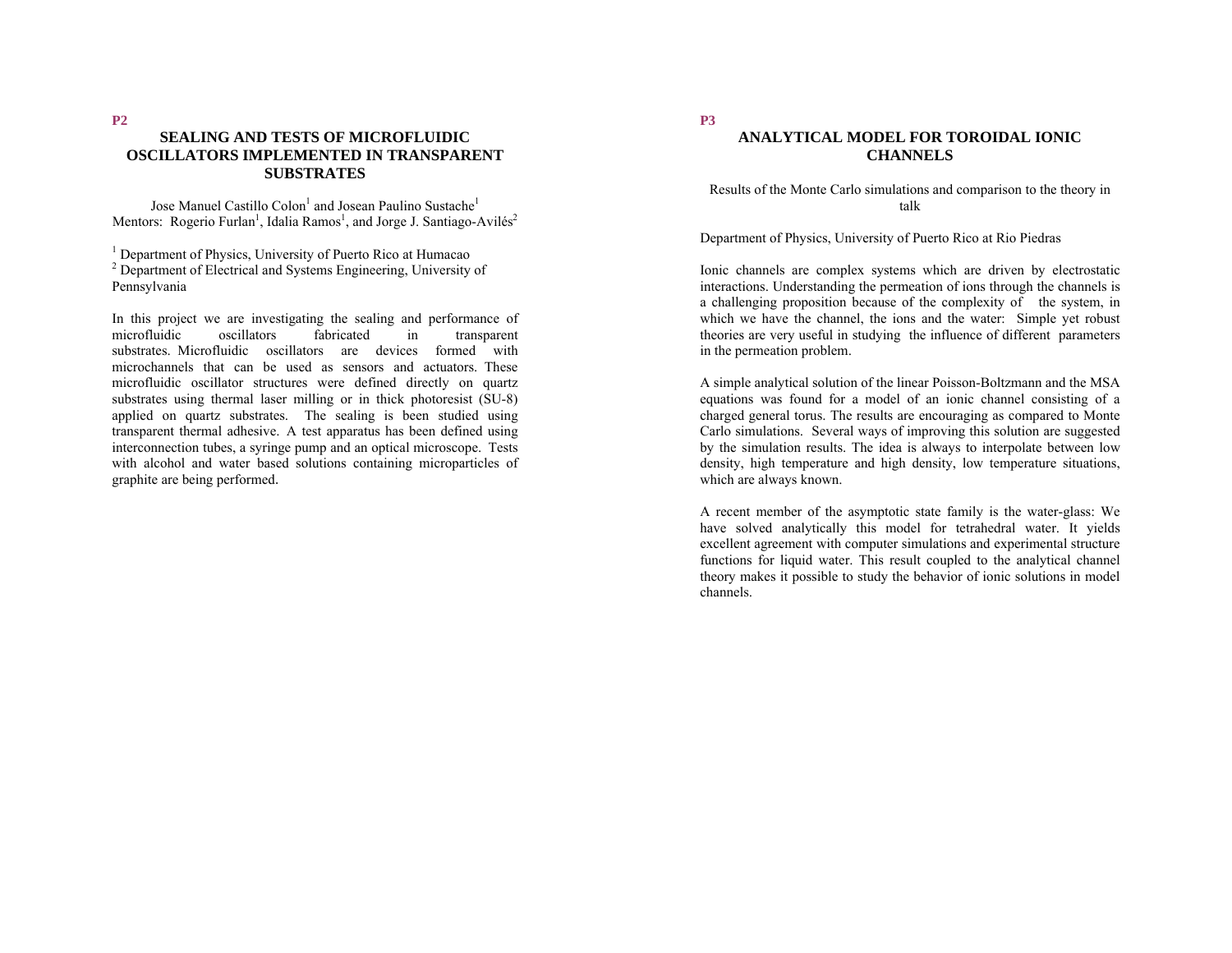P2

## SEALING AND TESTS OF MICROFLUIDIC OSCILLATORS IMPLEMENTED IN TRANSPARENT SUBSTRATES

Jose Manuel Castillo Colon[1] and Josean Paulino Sustache[1]
Mentors: Rogerio Furlan[1], Idalia Ramos[1], and Jorge J. Santiago-Avilés[2]

[1] Department of Physics, University of Puerto Rico at Humacao
[2] Department of Electrical and Systems Engineering, University of Pennsylvania

In this project we are investigating the sealing and performance of microfluidic oscillators fabricated in transparent substrates. Microfluidic oscillators are devices formed with microchannels that can be used as sensors and actuators. These microfluidic oscillator structures were defined directly on quartz substrates using thermal laser milling or in thick photoresist (SU-8) applied on quartz substrates. The sealing is been studied using transparent thermal adhesive. A test apparatus has been defined using interconnection tubes, a syringe pump and an optical microscope. Tests with alcohol and water based solutions containing microparticles of graphite are being performed.

P3

## ANALYTICAL MODEL FOR TOROIDAL IONIC CHANNELS

Results of the Monte Carlo simulations and comparison to the theory in talk

Department of Physics, University of Puerto Rico at Rio Piedras

Ionic channels are complex systems which are driven by electrostatic interactions. Understanding the permeation of ions through the channels is a challenging proposition because of the complexity of the system, in which we have the channel, the ions and the water: Simple yet robust theories are very useful in studying the influence of different parameters in the permeation problem.

A simple analytical solution of the linear Poisson-Boltzmann and the MSA equations was found for a model of an ionic channel consisting of a charged general torus. The results are encouraging as compared to Monte Carlo simulations. Several ways of improving this solution are suggested by the simulation results. The idea is always to interpolate between low density, high temperature and high density, low temperature situations, which are always known.

A recent member of the asymptotic state family is the water-glass: We have solved analytically this model for tetrahedral water. It yields excellent agreement with computer simulations and experimental structure functions for liquid water. This result coupled to the analytical channel theory makes it possible to study the behavior of ionic solutions in model channels.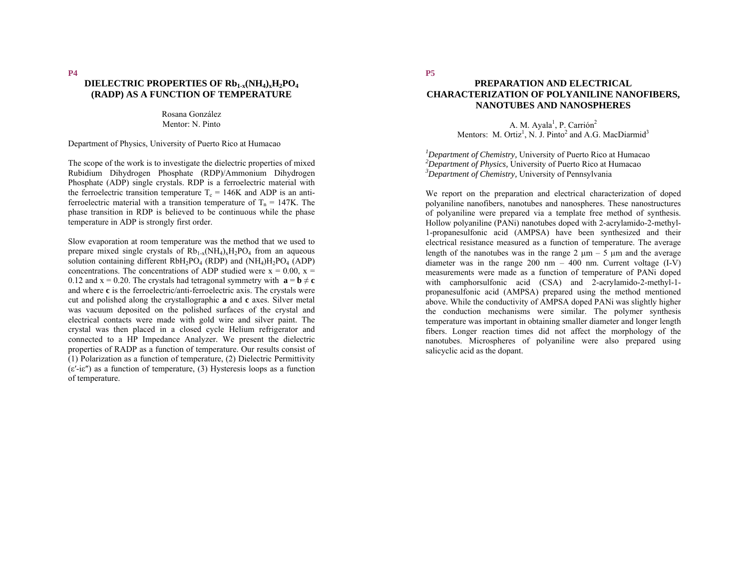**P4**

## DIELECTRIC PROPERTIES OF $Rb_{1-x}(NH_4)_xH_2PO_4$ (RADP) AS A FUNCTION OF TEMPERATURE

Rosana González
Mentor: N. Pinto

Department of Physics, University of Puerto Rico at Humacao

The scope of the work is to investigate the dielectric properties of mixed Rubidium Dihydrogen Phosphate (RDP)/Ammonium Dihydrogen Phosphate (ADP) single crystals. RDP is a ferroelectric material with the ferroelectric transition temperature $T_c$ = 146K and ADP is an anti-ferroelectric material with a transition temperature of $T_n$ = 147K. The phase transition in RDP is believed to be continuous while the phase temperature in ADP is strongly first order.

Slow evaporation at room temperature was the method that we used to prepare mixed single crystals of $Rb_{1-x}(NH_4)_xH_2PO_4$ from an aqueous solution containing different $RbH_2PO_4$ (RDP) and $(NH_4)H_2PO_4$ (ADP) concentrations. The concentrations of ADP studied were $x = 0.00$, $x = 0.12$ and $x = 0.20$. The crystals had tetragonal symmetry with $\mathbf{a} = \mathbf{b} \neq \mathbf{c}$ and where **c** is the ferroelectric/anti-ferroelectric axis. The crystals were cut and polished along the crystallographic **a** and **c** axes. Silver metal was vacuum deposited on the polished surfaces of the crystal and electrical contacts were made with gold wire and silver paint. The crystal was then placed in a closed cycle Helium refrigerator and connected to a HP Impedance Analyzer. We present the dielectric properties of RADP as a function of temperature. Our results consist of (1) Polarization as a function of temperature, (2) Dielectric Permittivity ($\varepsilon'$-i$\varepsilon''$) as a function of temperature, (3) Hysteresis loops as a function of temperature.

**P5**

## PREPARATION AND ELECTRICAL CHARACTERIZATION OF POLYANILINE NANOFIBERS, NANOTUBES AND NANOSPHERES

A. M. Ayala[1], P. Carrión[2]
Mentors: M. Ortiz[1], N. J. Pinto[2] and A.G. MacDiarmid[3]

[1]*Department of Chemistry,* University of Puerto Rico at Humacao
[2]*Department of Physics,* University of Puerto Rico at Humacao
[3]*Department of Chemistry,* University of Pennsylvania

We report on the preparation and electrical characterization of doped polyaniline nanofibers, nanotubes and nanospheres. These nanostructures of polyaniline were prepared via a template free method of synthesis. Hollow polyaniline (PANi) nanotubes doped with 2-acrylamido-2-methyl-1-propanesulfonic acid (AMPSA) have been synthesized and their electrical resistance measured as a function of temperature. The average length of the nanotubes was in the range 2 μm – 5 μm and the average diameter was in the range 200 nm – 400 nm. Current voltage (I-V) measurements were made as a function of temperature of PANi doped with camphorsulfonic acid (CSA) and 2-acrylamido-2-methyl-1-propanesulfonic acid (AMPSA) prepared using the method mentioned above. While the conductivity of AMPSA doped PANi was slightly higher the conduction mechanisms were similar. The polymer synthesis temperature was important in obtaining smaller diameter and longer length fibers. Longer reaction times did not affect the morphology of the nanotubes. Microspheres of polyaniline were also prepared using salicyclic acid as the dopant.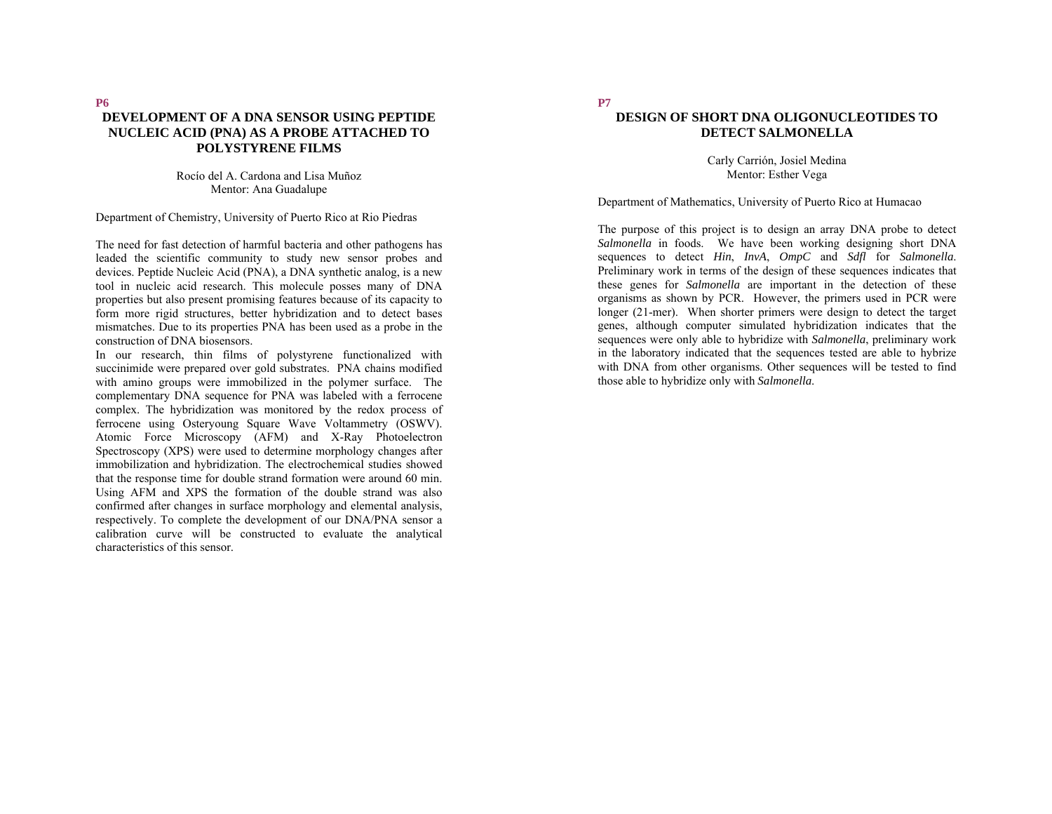**P6**

## DEVELOPMENT OF A DNA SENSOR USING PEPTIDE NUCLEIC ACID (PNA) AS A PROBE ATTACHED TO POLYSTYRENE FILMS

Rocío del A. Cardona and Lisa Muñoz
Mentor: Ana Guadalupe

Department of Chemistry, University of Puerto Rico at Rio Piedras

The need for fast detection of harmful bacteria and other pathogens has leaded the scientific community to study new sensor probes and devices. Peptide Nucleic Acid (PNA), a DNA synthetic analog, is a new tool in nucleic acid research. This molecule posses many of DNA properties but also present promising features because of its capacity to form more rigid structures, better hybridization and to detect bases mismatches. Due to its properties PNA has been used as a probe in the construction of DNA biosensors.

In our research, thin films of polystyrene functionalized with succinimide were prepared over gold substrates. PNA chains modified with amino groups were immobilized in the polymer surface. The complementary DNA sequence for PNA was labeled with a ferrocene complex. The hybridization was monitored by the redox process of ferrocene using Osteryoung Square Wave Voltammetry (OSWV). Atomic Force Microscopy (AFM) and X-Ray Photoelectron Spectroscopy (XPS) were used to determine morphology changes after immobilization and hybridization. The electrochemical studies showed that the response time for double strand formation were around 60 min. Using AFM and XPS the formation of the double strand was also confirmed after changes in surface morphology and elemental analysis, respectively. To complete the development of our DNA/PNA sensor a calibration curve will be constructed to evaluate the analytical characteristics of this sensor.

**P7**

## DESIGN OF SHORT DNA OLIGONUCLEOTIDES TO DETECT SALMONELLA

Carly Carrión, Josiel Medina
Mentor: Esther Vega

Department of Mathematics, University of Puerto Rico at Humacao

The purpose of this project is to design an array DNA probe to detect *Salmonella* in foods. We have been working designing short DNA sequences to detect *Hin*, *InvA*, *OmpC* and *Sdfl* for *Salmonella*. Preliminary work in terms of the design of these sequences indicates that these genes for *Salmonella* are important in the detection of these organisms as shown by PCR. However, the primers used in PCR were longer (21-mer). When shorter primers were design to detect the target genes, although computer simulated hybridization indicates that the sequences were only able to hybridize with *Salmonella*, preliminary work in the laboratory indicated that the sequences tested are able to hybrize with DNA from other organisms. Other sequences will be tested to find those able to hybridize only with *Salmonella*.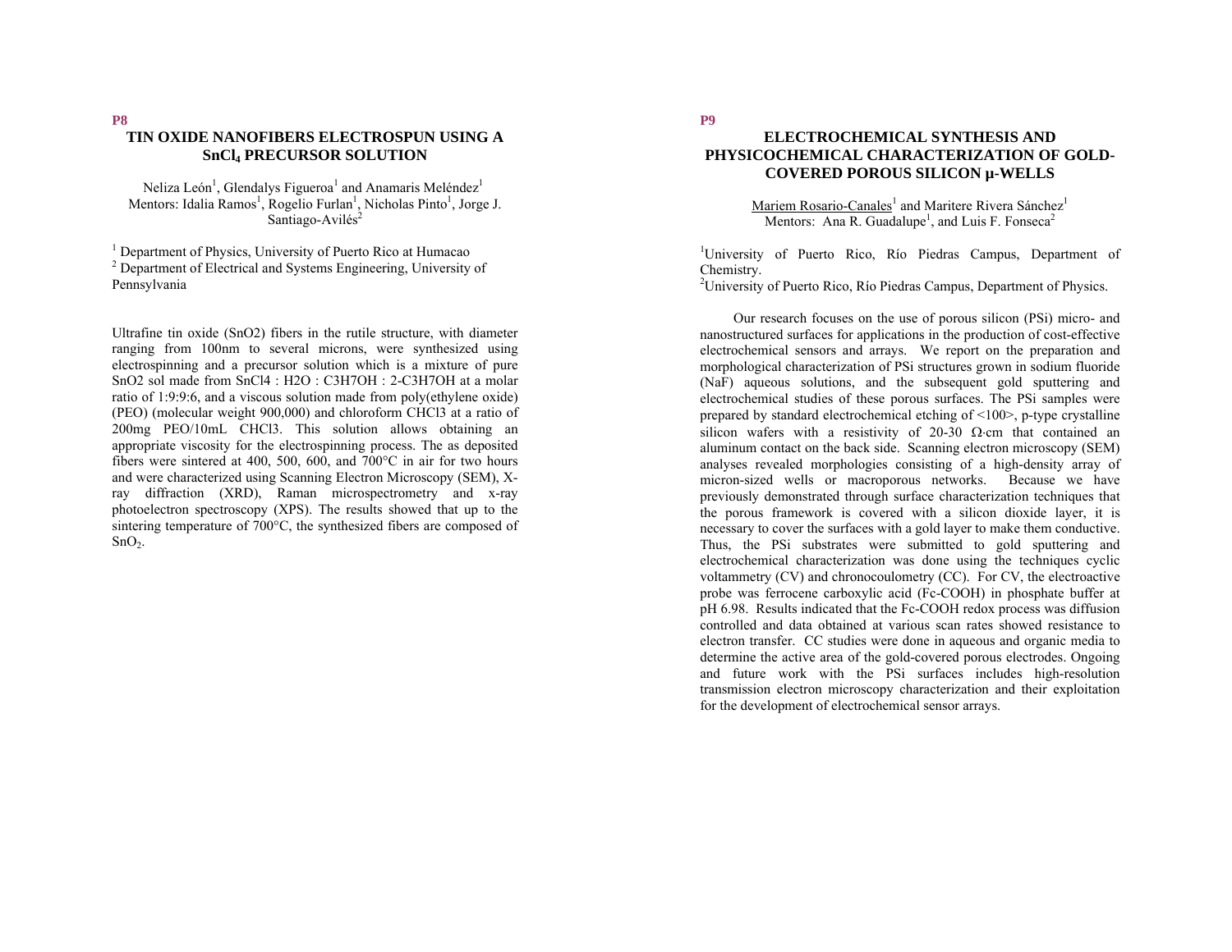**P8**

## TIN OXIDE NANOFIBERS ELECTROSPUN USING A $SnCl_4$ PRECURSOR SOLUTION

Neliza León[1], Glendalys Figueroa[1] and Anamaris Meléndez[1]
Mentors: Idalia Ramos[1], Rogelio Furlan[1], Nicholas Pinto[1], Jorge J. Santiago-Avilés[2]

[1] Department of Physics, University of Puerto Rico at Humacao
[2] Department of Electrical and Systems Engineering, University of Pennsylvania

Ultrafine tin oxide (SnO2) fibers in the rutile structure, with diameter ranging from 100nm to several microns, were synthesized using electrospinning and a precursor solution which is a mixture of pure SnO2 sol made from SnCl4 : H2O : C3H7OH : 2-C3H7OH at a molar ratio of 1:9:9:6, and a viscous solution made from poly(ethylene oxide) (PEO) (molecular weight 900,000) and chloroform CHCl3 at a ratio of 200mg PEO/10mL CHCl3. This solution allows obtaining an appropriate viscosity for the electrospinning process. The as deposited fibers were sintered at 400, 500, 600, and 700°C in air for two hours and were characterized using Scanning Electron Microscopy (SEM), X-ray diffraction (XRD), Raman microspectrometry and x-ray photoelectron spectroscopy (XPS). The results showed that up to the sintering temperature of 700°C, the synthesized fibers are composed of $SnO_2$.

**P9**

## ELECTROCHEMICAL SYNTHESIS AND PHYSICOCHEMICAL CHARACTERIZATION OF GOLD-COVERED POROUS SILICON µ-WELLS

Mariem Rosario-Canales[1] and Maritere Rivera Sánchez[1]
Mentors: Ana R. Guadalupe[1], and Luis F. Fonseca[2]

[1]University of Puerto Rico, Río Piedras Campus, Department of Chemistry.
[2]University of Puerto Rico, Río Piedras Campus, Department of Physics.

Our research focuses on the use of porous silicon (PSi) micro- and nanostructured surfaces for applications in the production of cost-effective electrochemical sensors and arrays. We report on the preparation and morphological characterization of PSi structures grown in sodium fluoride (NaF) aqueous solutions, and the subsequent gold sputtering and electrochemical studies of these porous surfaces. The PSi samples were prepared by standard electrochemical etching of <100>, p-type crystalline silicon wafers with a resistivity of 20-30 Ω·cm that contained an aluminum contact on the back side. Scanning electron microscopy (SEM) analyses revealed morphologies consisting of a high-density array of micron-sized wells or macroporous networks. Because we have previously demonstrated through surface characterization techniques that the porous framework is covered with a silicon dioxide layer, it is necessary to cover the surfaces with a gold layer to make them conductive. Thus, the PSi substrates were submitted to gold sputtering and electrochemical characterization was done using the techniques cyclic voltammetry (CV) and chronocoulometry (CC). For CV, the electroactive probe was ferrocene carboxylic acid (Fc-COOH) in phosphate buffer at pH 6.98. Results indicated that the Fc-COOH redox process was diffusion controlled and data obtained at various scan rates showed resistance to electron transfer. CC studies were done in aqueous and organic media to determine the active area of the gold-covered porous electrodes. Ongoing and future work with the PSi surfaces includes high-resolution transmission electron microscopy characterization and their exploitation for the development of electrochemical sensor arrays.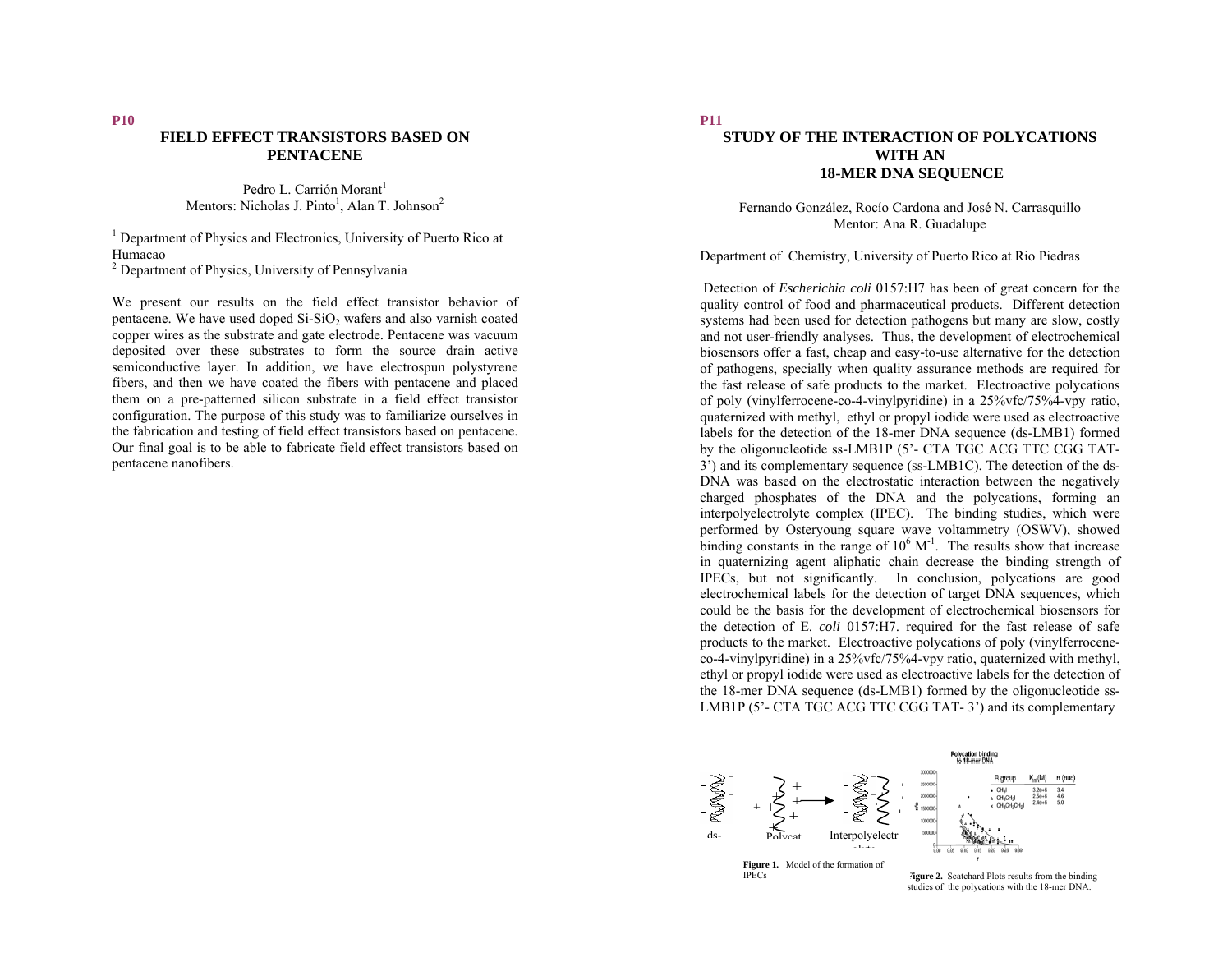P10

## FIELD EFFECT TRANSISTORS BASED ON PENTACENE

Pedro L. Carrión Morant[1]
Mentors: Nicholas J. Pinto[1], Alan T. Johnson[2]

[1] Department of Physics and Electronics, University of Puerto Rico at Humacao
[2] Department of Physics, University of Pennsylvania

We present our results on the field effect transistor behavior of pentacene. We have used doped Si-$SiO_2$ wafers and also varnish coated copper wires as the substrate and gate electrode. Pentacene was vacuum deposited over these substrates to form the source drain active semiconductive layer. In addition, we have electrospun polystyrene fibers, and then we have coated the fibers with pentacene and placed them on a pre-patterned silicon substrate in a field effect transistor configuration. The purpose of this study was to familiarize ourselves in the fabrication and testing of field effect transistors based on pentacene. Our final goal is to be able to fabricate field effect transistors based on pentacene nanofibers.

P11

## STUDY OF THE INTERACTION OF POLYCATIONS WITH AN 18-MER DNA SEQUENCE

Fernando González, Rocío Cardona and José N. Carrasquillo
Mentor: Ana R. Guadalupe

Department of Chemistry, University of Puerto Rico at Rio Piedras

Detection of *Escherichia coli* 0157:H7 has been of great concern for the quality control of food and pharmaceutical products. Different detection systems had been used for detection pathogens but many are slow, costly and not user-friendly analyses. Thus, the development of electrochemical biosensors offer a fast, cheap and easy-to-use alternative for the detection of pathogens, specially when quality assurance methods are required for the fast release of safe products to the market. Electroactive polycations of poly (vinylferrocene-co-4-vinylpyridine) in a 25%vfc/75%4-vpy ratio, quaternized with methyl, ethyl or propyl iodide were used as electroactive labels for the detection of the 18-mer DNA sequence (ds-LMB1) formed by the oligonucleotide ss-LMB1P (5'- CTA TGC ACG TTC CGG TAT-3') and its complementary sequence (ss-LMB1C). The detection of the ds-DNA was based on the electrostatic interaction between the negatively charged phosphates of the DNA and the polycations, forming an interpolyelectrolyte complex (IPEC). The binding studies, which were performed by Osteryoung square wave voltammetry (OSWV), showed binding constants in the range of $10^6$ $M^{-1}$. The results show that increase in quaternizing agent aliphatic chain decrease the binding strength of IPECs, but not significantly. In conclusion, polycations are good electrochemical labels for the detection of target DNA sequences, which could be the basis for the development of electrochemical biosensors for the detection of E. *coli* 0157:H7. required for the fast release of safe products to the market. Electroactive polycations of poly (vinylferrocene-co-4-vinylpyridine) in a 25%vfc/75%4-vpy ratio, quaternized with methyl, ethyl or propyl iodide were used as electroactive labels for the detection of the 18-mer DNA sequence (ds-LMB1) formed by the oligonucleotide ss-LMB1P (5'- CTA TGC ACG TTC CGG TAT- 3') and its complementary

**Figure 1.** Model of the formation of IPECs

**Figure 2.** Scatchard Plots results from the binding studies of the polycations with the 18-mer DNA.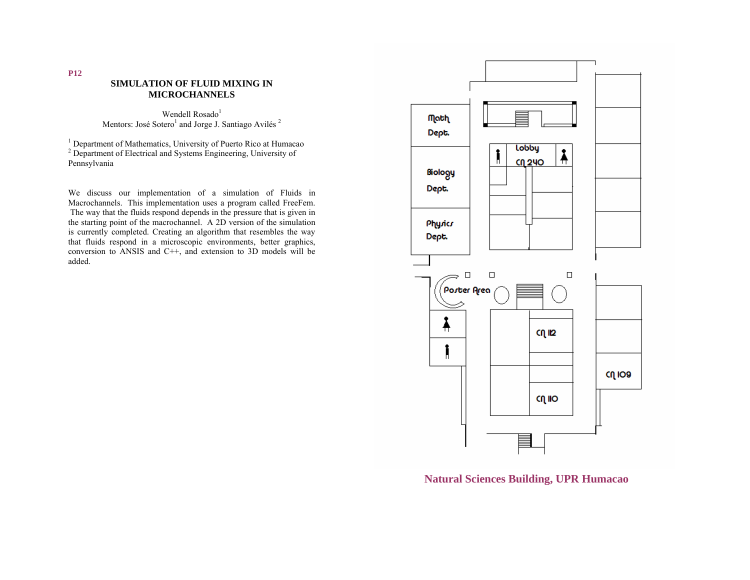**P12**

## SIMULATION OF FLUID MIXING IN MICROCHANNELS

Wendell Rosado[1]
Mentors: José Sotero[1] and Jorge J. Santiago Avilés [2]

[1] Department of Mathematics, University of Puerto Rico at Humacao
[2] Department of Electrical and Systems Engineering, University of Pennsylvania

We discuss our implementation of a simulation of Fluids in Macrochannels. This implementation uses a program called FreeFem. The way that the fluids respond depends in the pressure that is given in the starting point of the macrochannel. A 2D version of the simulation is currently completed. Creating an algorithm that resembles the way that fluids respond in a microscopic environments, better graphics, conversion to ANSIS and C++, and extension to 3D models will be added.

Math Dept.

Biology Dept.

Physics Dept.

Lobby CN 240

Poster Area

CN 112

CN 110

CN 109

**Natural Sciences Building, UPR Humacao**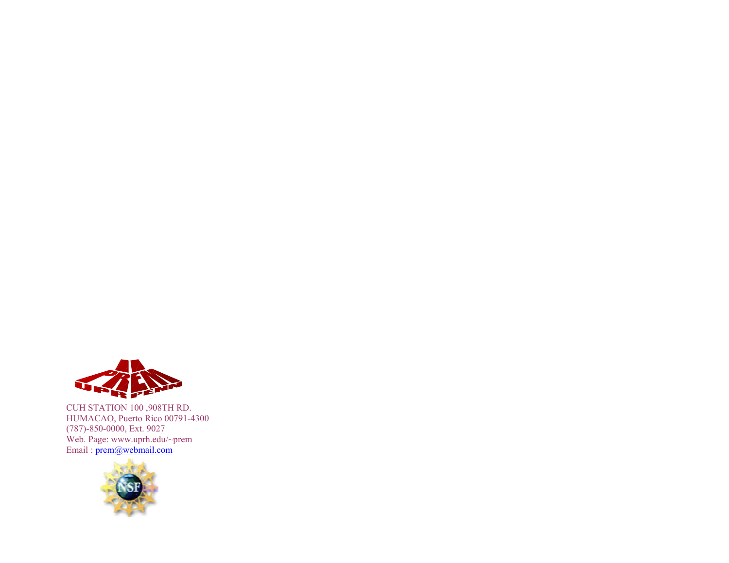CUH STATION 100 ,908TH RD.
HUMACAO, Puerto Rico 00791-4300
(787)-850-0000, Ext. 9027
Web. Page: www.uprh.edu/~prem
Email : prem@webmail.com